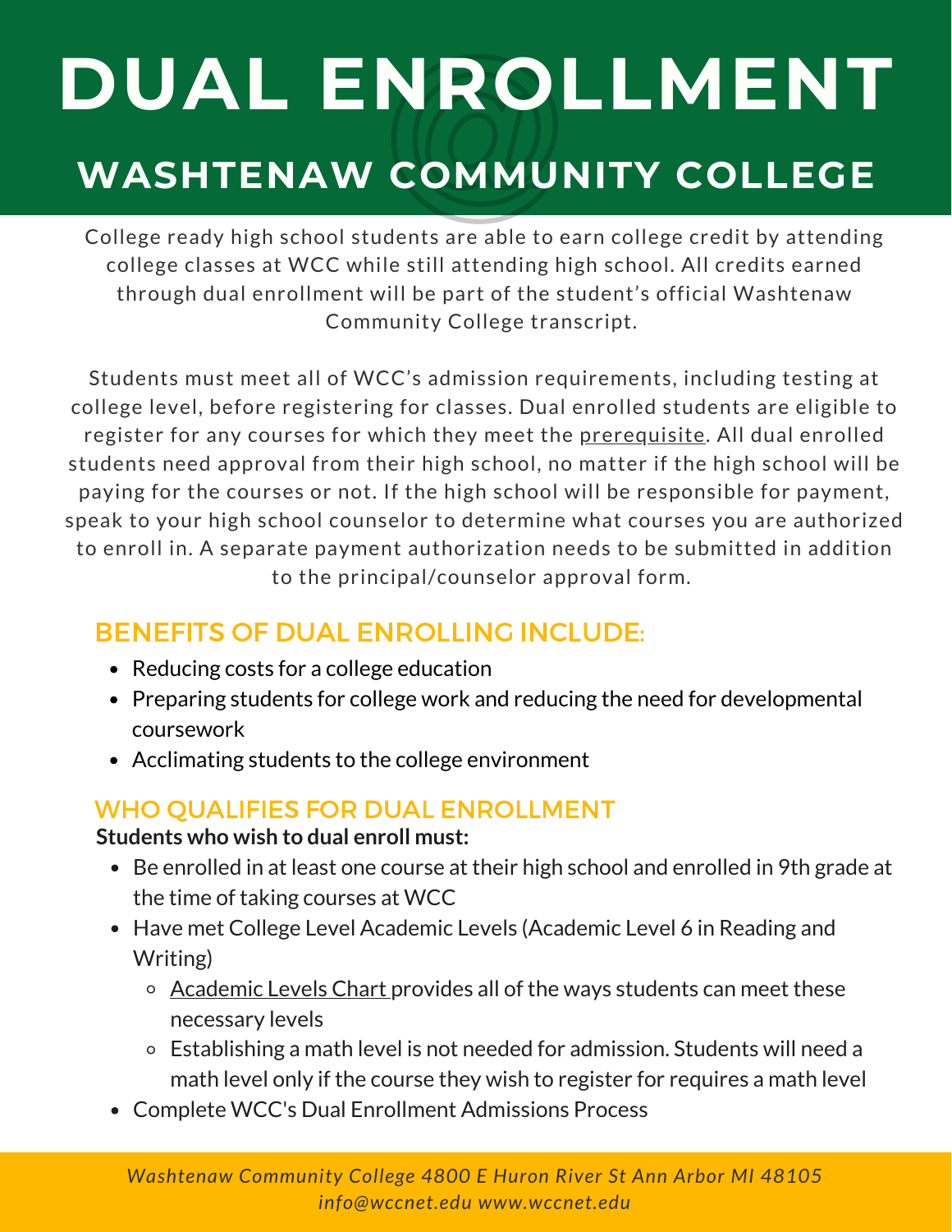# DUAL ENROLLMENT

## WASHTENAW COMMUNITY COLLEGE

College ready high school students are able to earn college credit by attending college classes at WCC while still attending high school. All credits earned through dual enrollment will be part of the student's official Washtenaw Community College transcript.

Students must meet all of WCC's admission requirements, including testing at college level, before registering for classes. Dual enrolled students are eligible to register for any courses for which they meet the prerequisite. All dual enrolled students need approval from their high school, no matter if the high school will be paying for the courses or not. If the high school will be responsible for payment, speak to your high school counselor to determine what courses you are authorized to enroll in. A separate payment authorization needs to be submitted in addition to the principal/counselor approval form.

### BENEFITS OF DUAL ENROLLING INCLUDE:

- Reducing costs for a college education
- Preparing students for college work and reducing the need for developmental coursework
- Acclimating students to the college environment

### WHO QUALIFIES FOR DUAL ENROLLMENT

**Students who wish to dual enroll must:**

- Be enrolled in at least one course at their high school and enrolled in 9th grade at the time of taking courses at WCC
- Have met College Level Academic Levels (Academic Level 6 in Reading and Writing)
  - Academic Levels Chart provides all of the ways students can meet these necessary levels
  - Establishing a math level is not needed for admission. Students will need a math level only if the course they wish to register for requires a math level
- Complete WCC's Dual Enrollment Admissions Process

*Washtenaw Community College 4800 E Huron River St Ann Arbor MI 48105*
*info@wccnet.edu www.wccnet.edu*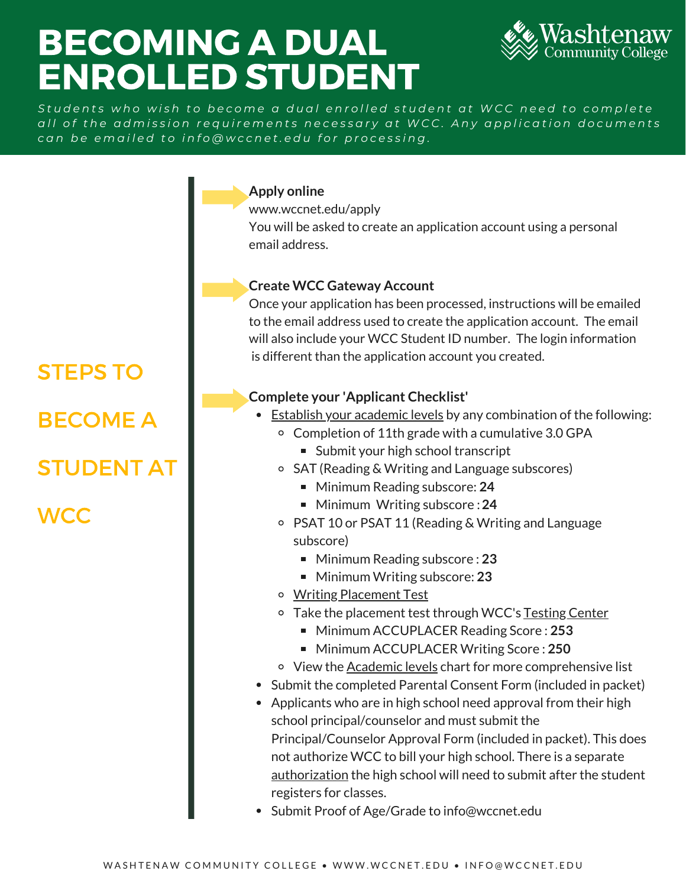# BECOMING A DUAL ENROLLED STUDENT

*Students who wish to become a dual enrolled student at WCC need to complete all of the admission requirements necessary at WCC. Any application documents can be emailed to info@wccnet.edu for processing.*

## STEPS TO BECOME A STUDENT AT WCC

**Apply online**
www.wccnet.edu/apply
You will be asked to create an application account using a personal email address.

**Create WCC Gateway Account**
Once your application has been processed, instructions will be emailed to the email address used to create the application account. The email will also include your WCC Student ID number. The login information is different than the application account you created.

**Complete your 'Applicant Checklist'**

- Establish your academic levels by any combination of the following:
  - Completion of 11th grade with a cumulative 3.0 GPA
    - Submit your high school transcript
  - SAT (Reading & Writing and Language subscores)
    - Minimum Reading subscore: **24**
    - Minimum Writing subscore : **24**
  - PSAT 10 or PSAT 11 (Reading & Writing and Language subscore)
    - Minimum Reading subscore : **23**
    - Minimum Writing subscore: **23**
  - Writing Placement Test
  - Take the placement test through WCC's Testing Center
    - Minimum ACCUPLACER Reading Score : **253**
    - Minimum ACCUPLACER Writing Score : **250**
  - View the Academic levels chart for more comprehensive list
- Submit the completed Parental Consent Form (included in packet)
- Applicants who are in high school need approval from their high school principal/counselor and must submit the Principal/Counselor Approval Form (included in packet). This does not authorize WCC to bill your high school. There is a separate authorization the high school will need to submit after the student registers for classes.
- Submit Proof of Age/Grade to info@wccnet.edu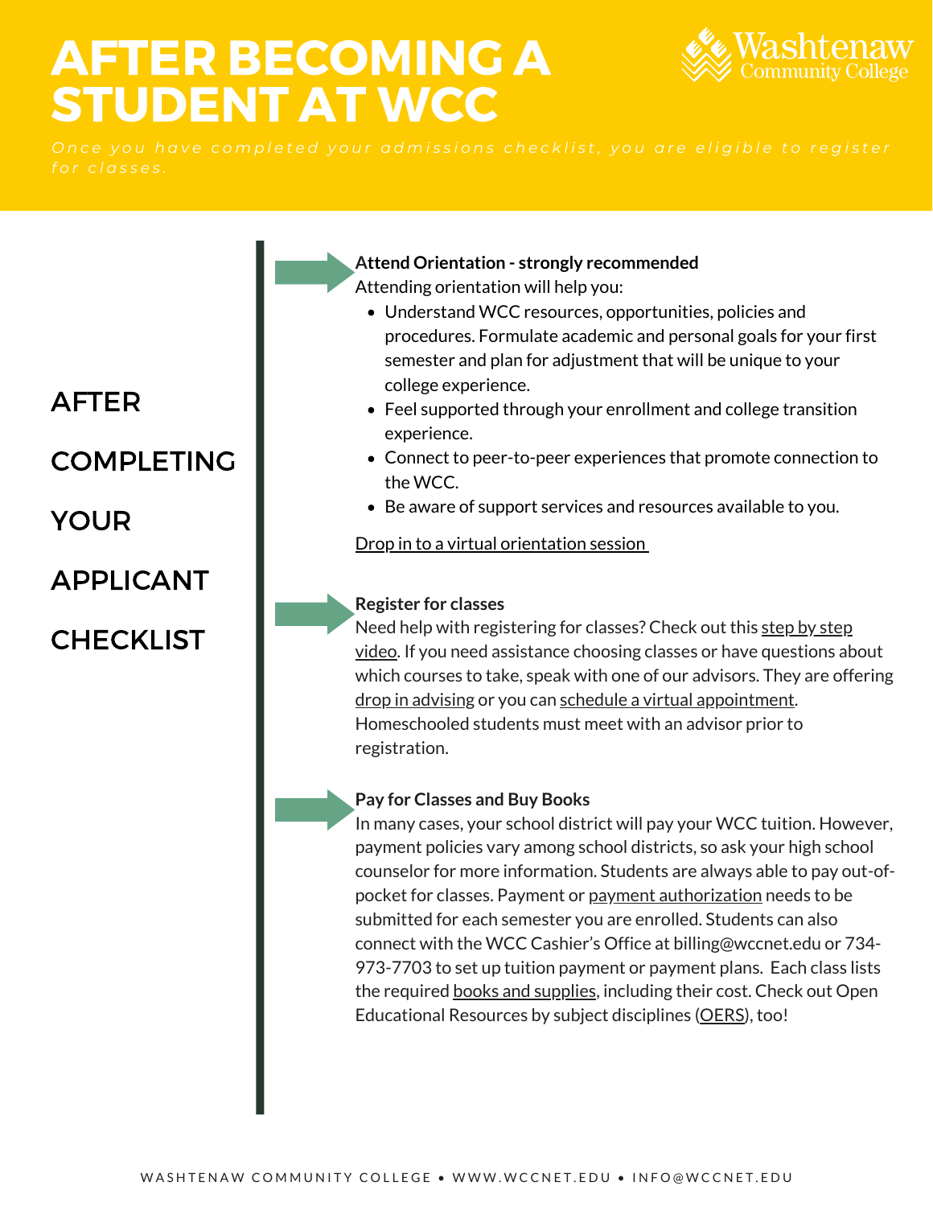# AFTER BECOMING A STUDENT AT WCC

*Once you have completed your admissions checklist, you are eligible to register for classes.*

## AFTER COMPLETING YOUR APPLICANT CHECKLIST

**Attend Orientation - strongly recommended**

Attending orientation will help you:

- Understand WCC resources, opportunities, policies and procedures. Formulate academic and personal goals for your first semester and plan for adjustment that will be unique to your college experience.
- Feel supported through your enrollment and college transition experience.
- Connect to peer-to-peer experiences that promote connection to the WCC.
- Be aware of support services and resources available to you.

Drop in to a virtual orientation session

**Register for classes**

Need help with registering for classes? Check out this step by step video. If you need assistance choosing classes or have questions about which courses to take, speak with one of our advisors. They are offering drop in advising or you can schedule a virtual appointment. Homeschooled students must meet with an advisor prior to registration.

**Pay for Classes and Buy Books**

In many cases, your school district will pay your WCC tuition. However, payment policies vary among school districts, so ask your high school counselor for more information. Students are always able to pay out-of-pocket for classes. Payment or payment authorization needs to be submitted for each semester you are enrolled. Students can also connect with the WCC Cashier's Office at billing@wccnet.edu or 734-973-7703 to set up tuition payment or payment plans. Each class lists the required books and supplies, including their cost. Check out Open Educational Resources by subject disciplines (OERS), too!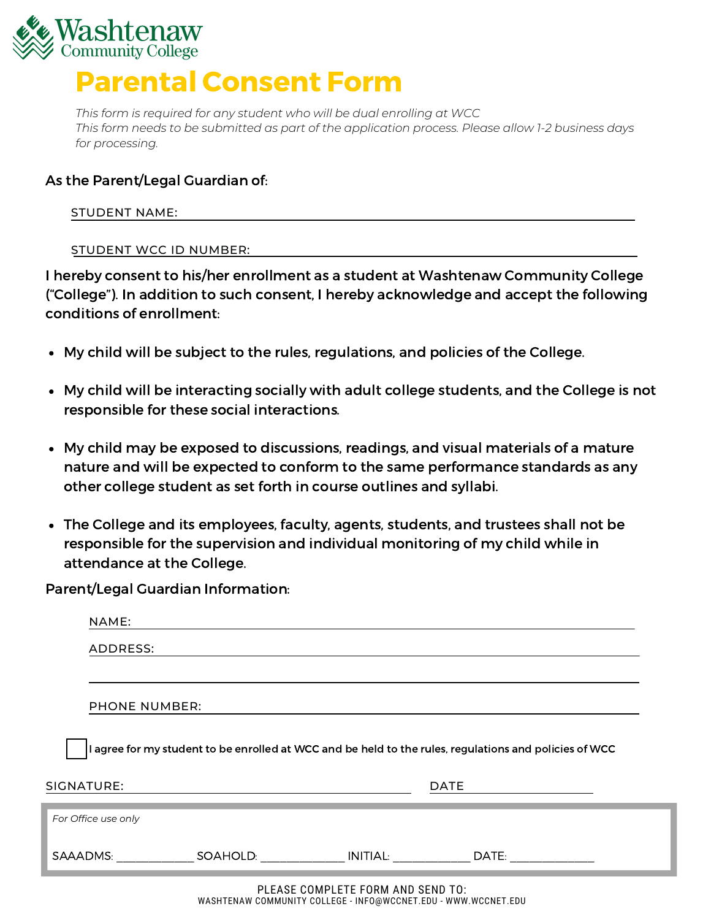Washtenaw Community College

# Parental Consent Form

*This form is required for any student who will be dual enrolling at WCC*
*This form needs to be submitted as part of the application process. Please allow 1-2 business days for processing.*

As the Parent/Legal Guardian of:

STUDENT NAME: ______________________________________________

STUDENT WCC ID NUMBER: ______________________________________

I hereby consent to his/her enrollment as a student at Washtenaw Community College ("College"). In addition to such consent, I hereby acknowledge and accept the following conditions of enrollment:

- My child will be subject to the rules, regulations, and policies of the College.
- My child will be interacting socially with adult college students, and the College is not responsible for these social interactions.
- My child may be exposed to discussions, readings, and visual materials of a mature nature and will be expected to conform to the same performance standards as any other college student as set forth in course outlines and syllabi.
- The College and its employees, faculty, agents, students, and trustees shall not be responsible for the supervision and individual monitoring of my child while in attendance at the College.

Parent/Legal Guardian Information:

NAME: ______________________________________________

ADDRESS: ______________________________________________

______________________________________________

PHONE NUMBER: ______________________________________________

☐ I agree for my student to be enrolled at WCC and be held to the rules, regulations and policies of WCC

SIGNATURE: ______________________________ DATE ______________

*For Office use only*

SAAADMS: ____________ SOAHOLD: _____________ INITIAL: ____________ DATE: _____________

PLEASE COMPLETE FORM AND SEND TO:
WASHTENAW COMMUNITY COLLEGE - INFO@WCCNET.EDU - WWW.WCCNET.EDU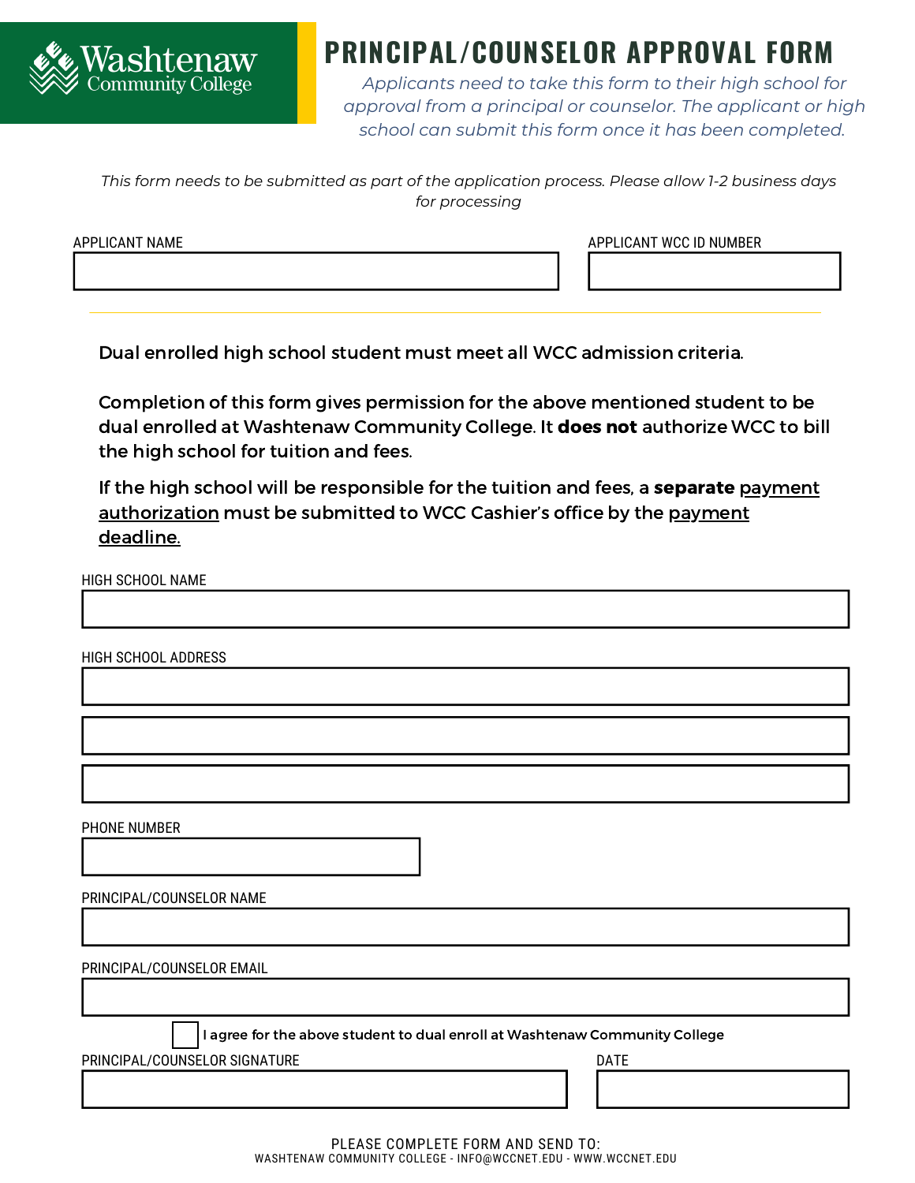Washtenaw Community College

# PRINCIPAL/COUNSELOR APPROVAL FORM

*Applicants need to take this form to their high school for approval from a principal or counselor. The applicant or high school can submit this form once it has been completed.*

*This form needs to be submitted as part of the application process. Please allow 1-2 business days for processing*

APPLICANT NAME

APPLICANT WCC ID NUMBER

---

Dual enrolled high school student must meet all WCC admission criteria.

Completion of this form gives permission for the above mentioned student to be dual enrolled at Washtenaw Community College. It **does not** authorize WCC to bill the high school for tuition and fees.

If the high school will be responsible for the tuition and fees, a **separate** payment authorization must be submitted to WCC Cashier's office by the payment deadline.

HIGH SCHOOL NAME

HIGH SCHOOL ADDRESS

PHONE NUMBER

PRINCIPAL/COUNSELOR NAME

PRINCIPAL/COUNSELOR EMAIL

☐ I agree for the above student to dual enroll at Washtenaw Community College

PRINCIPAL/COUNSELOR SIGNATURE

DATE

PLEASE COMPLETE FORM AND SEND TO:
WASHTENAW COMMUNITY COLLEGE - INFO@WCCNET.EDU - WWW.WCCNET.EDU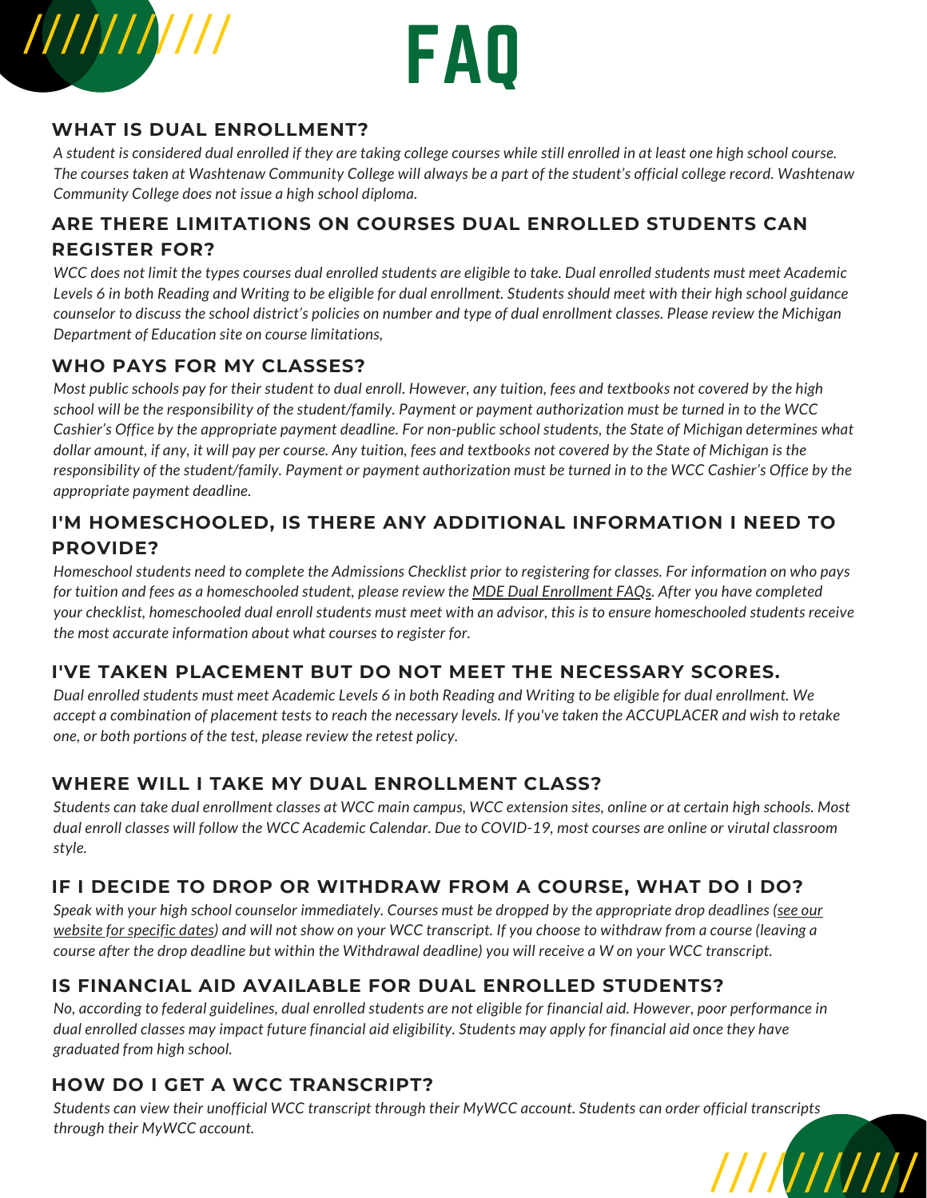# FAQ

## WHAT IS DUAL ENROLLMENT?

*A student is considered dual enrolled if they are taking college courses while still enrolled in at least one high school course. The courses taken at Washtenaw Community College will always be a part of the student's official college record. Washtenaw Community College does not issue a high school diploma.*

## ARE THERE LIMITATIONS ON COURSES DUAL ENROLLED STUDENTS CAN REGISTER FOR?

*WCC does not limit the types courses dual enrolled students are eligible to take. Dual enrolled students must meet Academic Levels 6 in both Reading and Writing to be eligible for dual enrollment. Students should meet with their high school guidance counselor to discuss the school district's policies on number and type of dual enrollment classes. Please review the Michigan Department of Education site on course limitations,*

## WHO PAYS FOR MY CLASSES?

*Most public schools pay for their student to dual enroll. However, any tuition, fees and textbooks not covered by the high school will be the responsibility of the student/family. Payment or payment authorization must be turned in to the WCC Cashier's Office by the appropriate payment deadline. For non-public school students, the State of Michigan determines what dollar amount, if any, it will pay per course. Any tuition, fees and textbooks not covered by the State of Michigan is the responsibility of the student/family. Payment or payment authorization must be turned in to the WCC Cashier's Office by the appropriate payment deadline.*

## I'M HOMESCHOOLED, IS THERE ANY ADDITIONAL INFORMATION I NEED TO PROVIDE?

*Homeschool students need to complete the Admissions Checklist prior to registering for classes. For information on who pays for tuition and fees as a homeschooled student, please review the MDE Dual Enrollment FAQs. After you have completed your checklist, homeschooled dual enroll students must meet with an advisor, this is to ensure homeschooled students receive the most accurate information about what courses to register for.*

## I'VE TAKEN PLACEMENT BUT DO NOT MEET THE NECESSARY SCORES.

*Dual enrolled students must meet Academic Levels 6 in both Reading and Writing to be eligible for dual enrollment. We accept a combination of placement tests to reach the necessary levels. If you've taken the ACCUPLACER and wish to retake one, or both portions of the test, please review the retest policy.*

## WHERE WILL I TAKE MY DUAL ENROLLMENT CLASS?

*Students can take dual enrollment classes at WCC main campus, WCC extension sites, online or at certain high schools. Most dual enroll classes will follow the WCC Academic Calendar. Due to COVID-19, most courses are online or virutal classroom style.*

## IF I DECIDE TO DROP OR WITHDRAW FROM A COURSE, WHAT DO I DO?

*Speak with your high school counselor immediately. Courses must be dropped by the appropriate drop deadlines (see our website for specific dates) and will not show on your WCC transcript. If you choose to withdraw from a course (leaving a course after the drop deadline but within the Withdrawal deadline) you will receive a W on your WCC transcript.*

## IS FINANCIAL AID AVAILABLE FOR DUAL ENROLLED STUDENTS?

*No, according to federal guidelines, dual enrolled students are not eligible for financial aid. However, poor performance in dual enrolled classes may impact future financial aid eligibility. Students may apply for financial aid once they have graduated from high school.*

## HOW DO I GET A WCC TRANSCRIPT?

*Students can view their unofficial WCC transcript through their MyWCC account. Students can order official transcripts through their MyWCC account.*